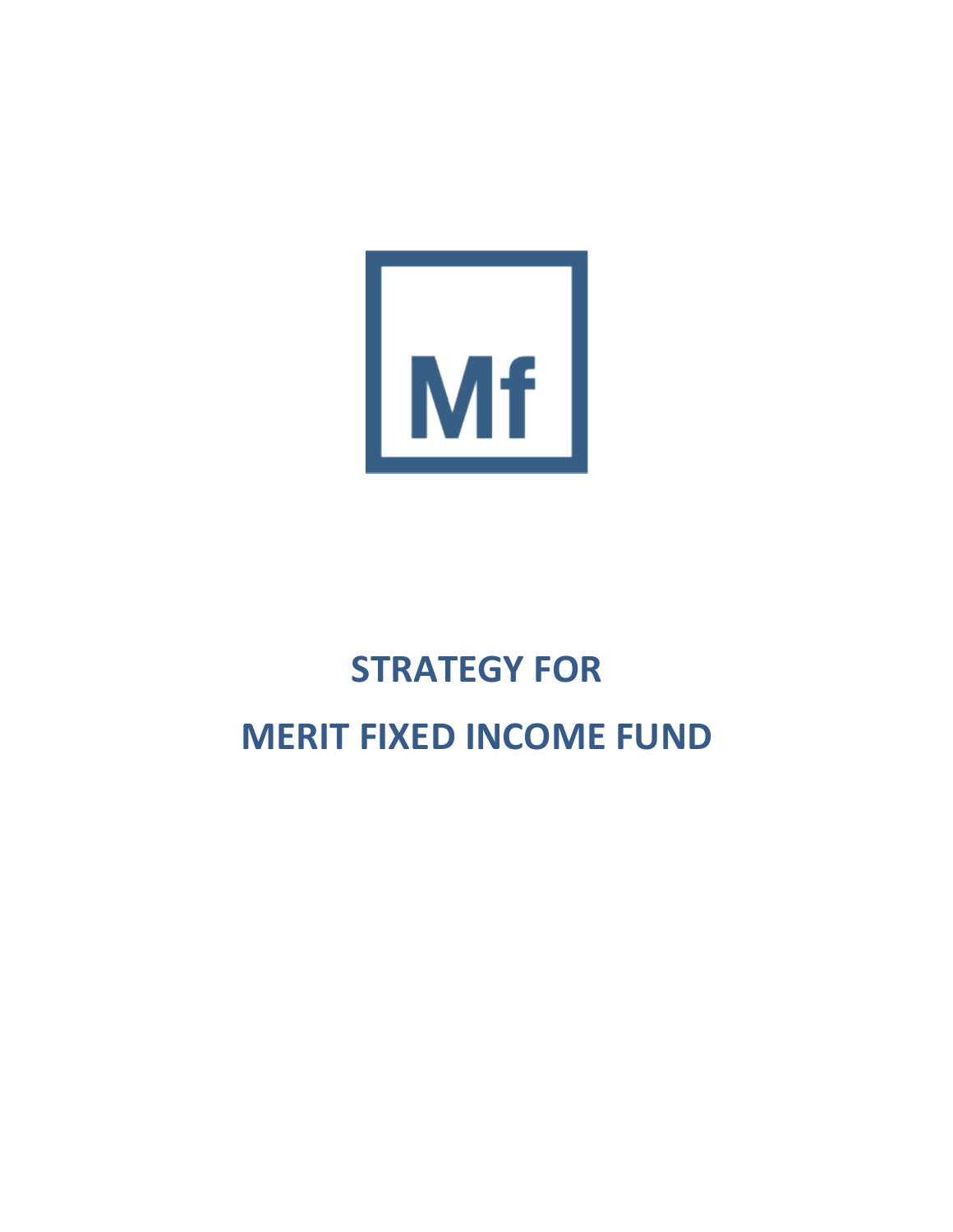Mf

# STRATEGY FOR

# MERIT FIXED INCOME FUND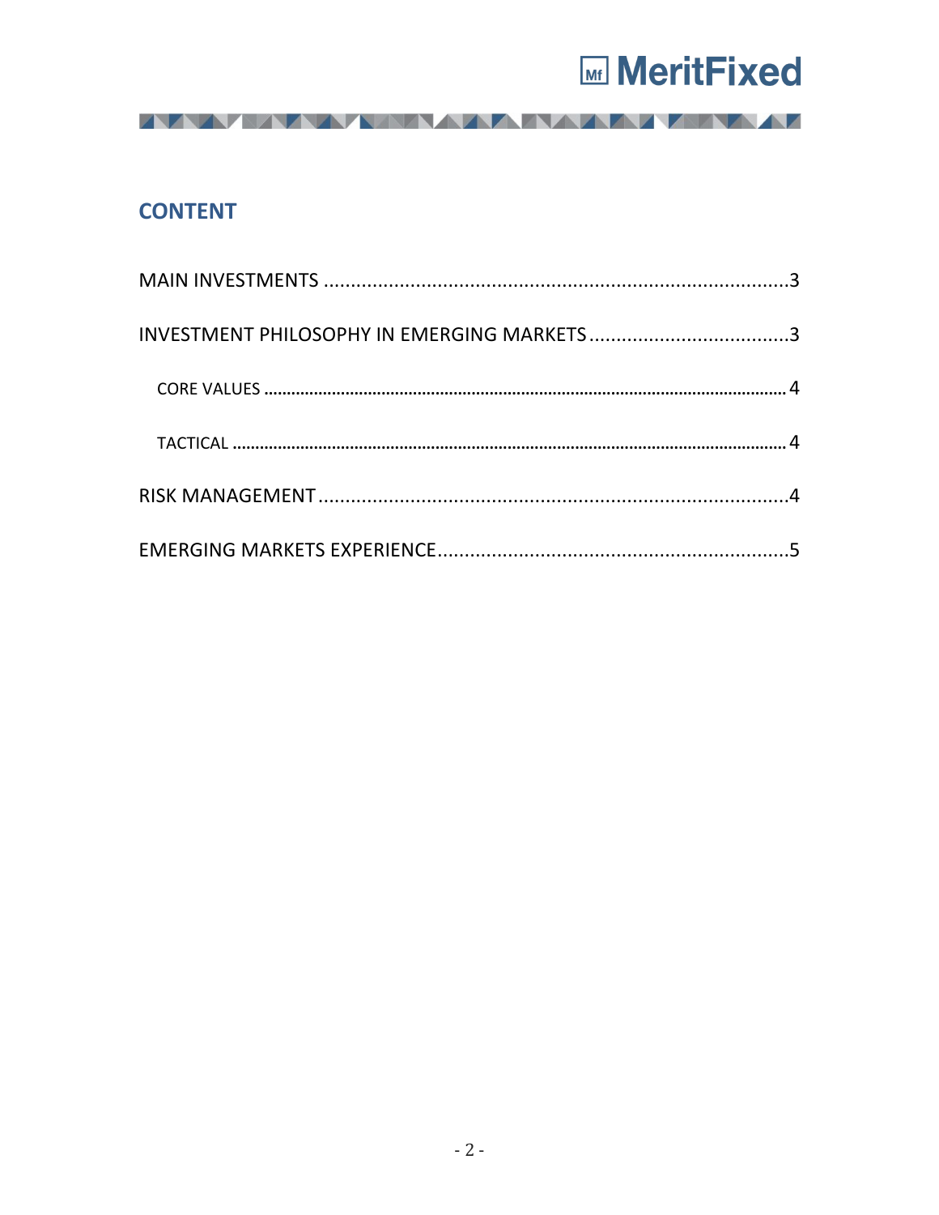## CONTENT

MAIN INVESTMENTS ..................................................................................... 3

INVESTMENT PHILOSOPHY IN EMERGING MARKETS ..................................... 3

- CORE VALUES ................................................................................................ 4
- TACTICAL ........................................................................................................ 4

RISK MANAGEMENT ........................................................................................ 4

EMERGING MARKETS EXPERIENCE ................................................................. 5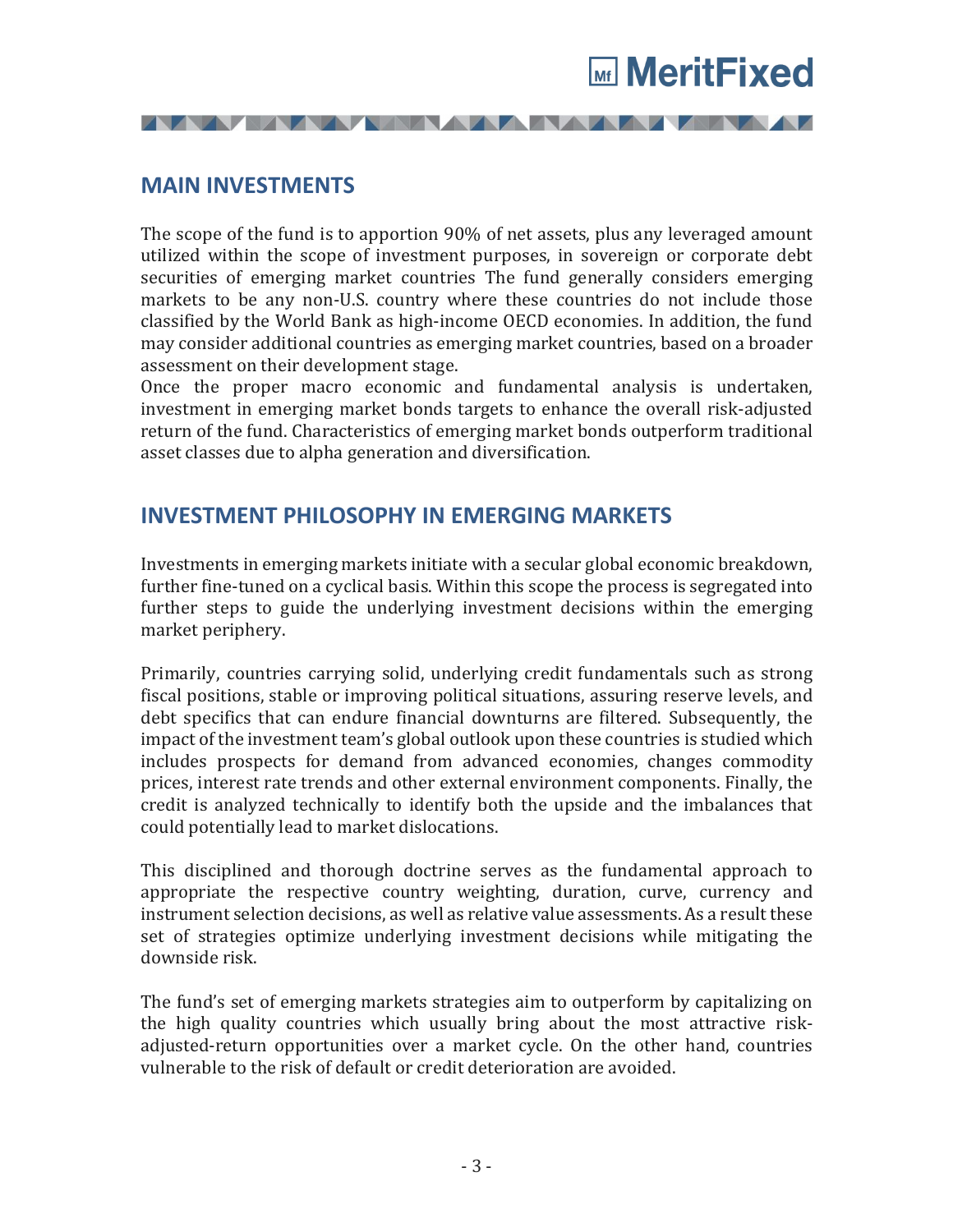## MAIN INVESTMENTS

The scope of the fund is to apportion 90% of net assets, plus any leveraged amount utilized within the scope of investment purposes, in sovereign or corporate debt securities of emerging market countries The fund generally considers emerging markets to be any non-U.S. country where these countries do not include those classified by the World Bank as high-income OECD economies. In addition, the fund may consider additional countries as emerging market countries, based on a broader assessment on their development stage.

Once the proper macro economic and fundamental analysis is undertaken, investment in emerging market bonds targets to enhance the overall risk-adjusted return of the fund. Characteristics of emerging market bonds outperform traditional asset classes due to alpha generation and diversification.

## INVESTMENT PHILOSOPHY IN EMERGING MARKETS

Investments in emerging markets initiate with a secular global economic breakdown, further fine-tuned on a cyclical basis. Within this scope the process is segregated into further steps to guide the underlying investment decisions within the emerging market periphery.

Primarily, countries carrying solid, underlying credit fundamentals such as strong fiscal positions, stable or improving political situations, assuring reserve levels, and debt specifics that can endure financial downturns are filtered. Subsequently, the impact of the investment team's global outlook upon these countries is studied which includes prospects for demand from advanced economies, changes commodity prices, interest rate trends and other external environment components. Finally, the credit is analyzed technically to identify both the upside and the imbalances that could potentially lead to market dislocations.

This disciplined and thorough doctrine serves as the fundamental approach to appropriate the respective country weighting, duration, curve, currency and instrument selection decisions, as well as relative value assessments. As a result these set of strategies optimize underlying investment decisions while mitigating the downside risk.

The fund's set of emerging markets strategies aim to outperform by capitalizing on the high quality countries which usually bring about the most attractive risk-adjusted-return opportunities over a market cycle. On the other hand, countries vulnerable to the risk of default or credit deterioration are avoided.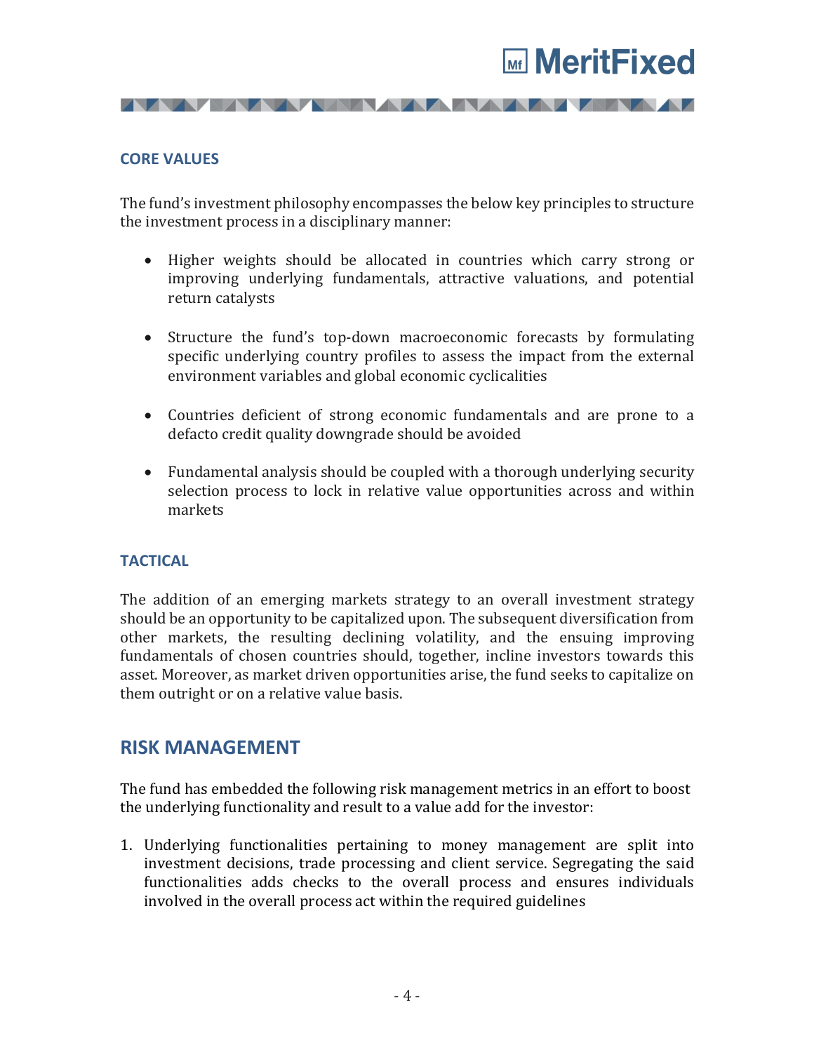### CORE VALUES

The fund's investment philosophy encompasses the below key principles to structure the investment process in a disciplinary manner:

- Higher weights should be allocated in countries which carry strong or improving underlying fundamentals, attractive valuations, and potential return catalysts
- Structure the fund's top-down macroeconomic forecasts by formulating specific underlying country profiles to assess the impact from the external environment variables and global economic cyclicalities
- Countries deficient of strong economic fundamentals and are prone to a defacto credit quality downgrade should be avoided
- Fundamental analysis should be coupled with a thorough underlying security selection process to lock in relative value opportunities across and within markets

### TACTICAL

The addition of an emerging markets strategy to an overall investment strategy should be an opportunity to be capitalized upon. The subsequent diversification from other markets, the resulting declining volatility, and the ensuing improving fundamentals of chosen countries should, together, incline investors towards this asset. Moreover, as market driven opportunities arise, the fund seeks to capitalize on them outright or on a relative value basis.

## RISK MANAGEMENT

The fund has embedded the following risk management metrics in an effort to boost the underlying functionality and result to a value add for the investor:

1. Underlying functionalities pertaining to money management are split into investment decisions, trade processing and client service. Segregating the said functionalities adds checks to the overall process and ensures individuals involved in the overall process act within the required guidelines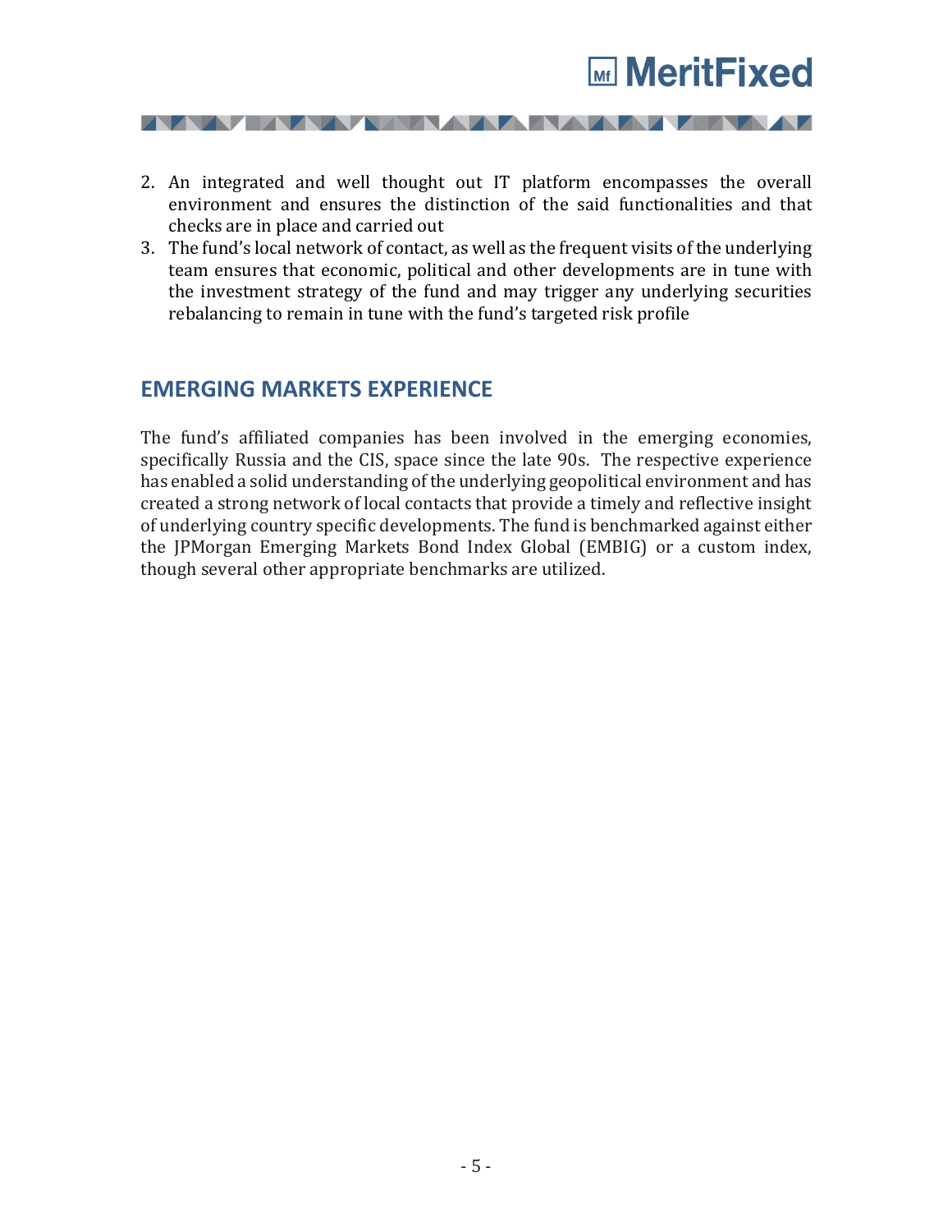2. An integrated and well thought out IT platform encompasses the overall environment and ensures the distinction of the said functionalities and that checks are in place and carried out
3. The fund's local network of contact, as well as the frequent visits of the underlying team ensures that economic, political and other developments are in tune with the investment strategy of the fund and may trigger any underlying securities rebalancing to remain in tune with the fund's targeted risk profile

## EMERGING MARKETS EXPERIENCE

The fund's affiliated companies has been involved in the emerging economies, specifically Russia and the CIS, space since the late 90s. The respective experience has enabled a solid understanding of the underlying geopolitical environment and has created a strong network of local contacts that provide a timely and reflective insight of underlying country specific developments. The fund is benchmarked against either the JPMorgan Emerging Markets Bond Index Global (EMBIG) or a custom index, though several other appropriate benchmarks are utilized.